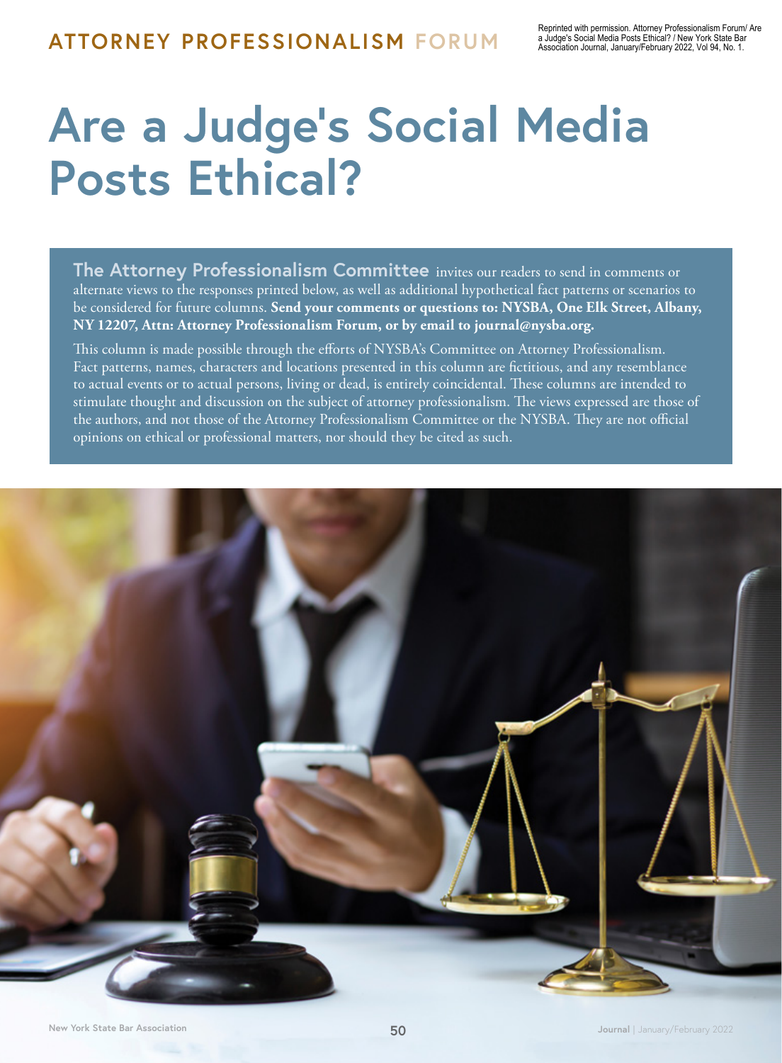ATTORNEY PROFESSIONALISM FORUM

Reprinted with permission. Attorney Professionalism Forum/ Are a Judge's Social Media Posts Ethical? / New York State Bar Association Journal, January/February 2022, Vol 94, No. 1.

# Are a Judge's Social Media Posts Ethical?

**The Attorney Professionalism Committee** invites our readers to send in comments or alternate views to the responses printed below, as well as additional hypothetical fact patterns or scenarios to be considered for future columns. **Send your comments or questions to: NYSBA, One Elk Street, Albany, NY 12207, Attn: Attorney Professionalism Forum, or by email to journal@nysba.org.**

This column is made possible through the efforts of NYSBA's Committee on Attorney Professionalism. Fact patterns, names, characters and locations presented in this column are fictitious, and any resemblance to actual events or to actual persons, living or dead, is entirely coincidental. These columns are intended to stimulate thought and discussion on the subject of attorney professionalism. The views expressed are those of the authors, and not those of the Attorney Professionalism Committee or the NYSBA. They are not official opinions on ethical or professional matters, nor should they be cited as such.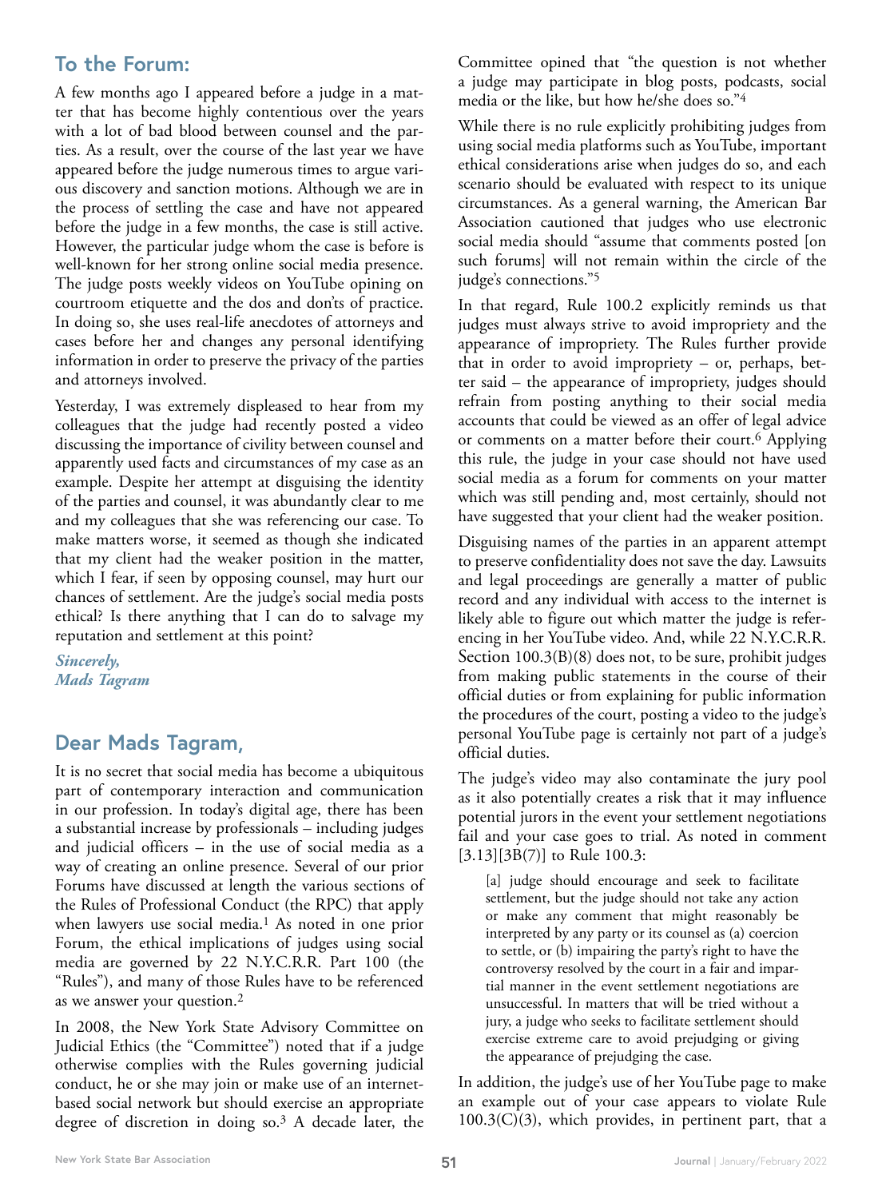## To the Forum:

A few months ago I appeared before a judge in a matter that has become highly contentious over the years with a lot of bad blood between counsel and the parties. As a result, over the course of the last year we have appeared before the judge numerous times to argue various discovery and sanction motions. Although we are in the process of settling the case and have not appeared before the judge in a few months, the case is still active. However, the particular judge whom the case is before is well-known for her strong online social media presence. The judge posts weekly videos on YouTube opining on courtroom etiquette and the dos and don'ts of practice. In doing so, she uses real-life anecdotes of attorneys and cases before her and changes any personal identifying information in order to preserve the privacy of the parties and attorneys involved.

Yesterday, I was extremely displeased to hear from my colleagues that the judge had recently posted a video discussing the importance of civility between counsel and apparently used facts and circumstances of my case as an example. Despite her attempt at disguising the identity of the parties and counsel, it was abundantly clear to me and my colleagues that she was referencing our case. To make matters worse, it seemed as though she indicated that my client had the weaker position in the matter, which I fear, if seen by opposing counsel, may hurt our chances of settlement. Are the judge's social media posts ethical? Is there anything that I can do to salvage my reputation and settlement at this point?

*Sincerely,*
*Mads Tagram*

## Dear Mads Tagram,

It is no secret that social media has become a ubiquitous part of contemporary interaction and communication in our profession. In today's digital age, there has been a substantial increase by professionals – including judges and judicial officers – in the use of social media as a way of creating an online presence. Several of our prior Forums have discussed at length the various sections of the Rules of Professional Conduct (the RPC) that apply when lawyers use social media.[1] As noted in one prior Forum, the ethical implications of judges using social media are governed by 22 N.Y.C.R.R. Part 100 (the "Rules"), and many of those Rules have to be referenced as we answer your question.[2]

In 2008, the New York State Advisory Committee on Judicial Ethics (the "Committee") noted that if a judge otherwise complies with the Rules governing judicial conduct, he or she may join or make use of an internet-based social network but should exercise an appropriate degree of discretion in doing so.[3] A decade later, the Committee opined that "the question is not whether a judge may participate in blog posts, podcasts, social media or the like, but how he/she does so."[4]

While there is no rule explicitly prohibiting judges from using social media platforms such as YouTube, important ethical considerations arise when judges do so, and each scenario should be evaluated with respect to its unique circumstances. As a general warning, the American Bar Association cautioned that judges who use electronic social media should "assume that comments posted [on such forums] will not remain within the circle of the judge's connections."[5]

In that regard, Rule 100.2 explicitly reminds us that judges must always strive to avoid impropriety and the appearance of impropriety. The Rules further provide that in order to avoid impropriety – or, perhaps, better said – the appearance of impropriety, judges should refrain from posting anything to their social media accounts that could be viewed as an offer of legal advice or comments on a matter before their court.[6] Applying this rule, the judge in your case should not have used social media as a forum for comments on your matter which was still pending and, most certainly, should not have suggested that your client had the weaker position.

Disguising names of the parties in an apparent attempt to preserve confidentiality does not save the day. Lawsuits and legal proceedings are generally a matter of public record and any individual with access to the internet is likely able to figure out which matter the judge is referencing in her YouTube video. And, while 22 N.Y.C.R.R. Section 100.3(B)(8) does not, to be sure, prohibit judges from making public statements in the course of their official duties or from explaining for public information the procedures of the court, posting a video to the judge's personal YouTube page is certainly not part of a judge's official duties.

The judge's video may also contaminate the jury pool as it also potentially creates a risk that it may influence potential jurors in the event your settlement negotiations fail and your case goes to trial. As noted in comment [3.13][3B(7)] to Rule 100.3:

> [a] judge should encourage and seek to facilitate settlement, but the judge should not take any action or make any comment that might reasonably be interpreted by any party or its counsel as (a) coercion to settle, or (b) impairing the party's right to have the controversy resolved by the court in a fair and impartial manner in the event settlement negotiations are unsuccessful. In matters that will be tried without a jury, a judge who seeks to facilitate settlement should exercise extreme care to avoid prejudging or giving the appearance of prejudging the case.

In addition, the judge's use of her YouTube page to make an example out of your case appears to violate Rule 100.3(C)(3), which provides, in pertinent part, that a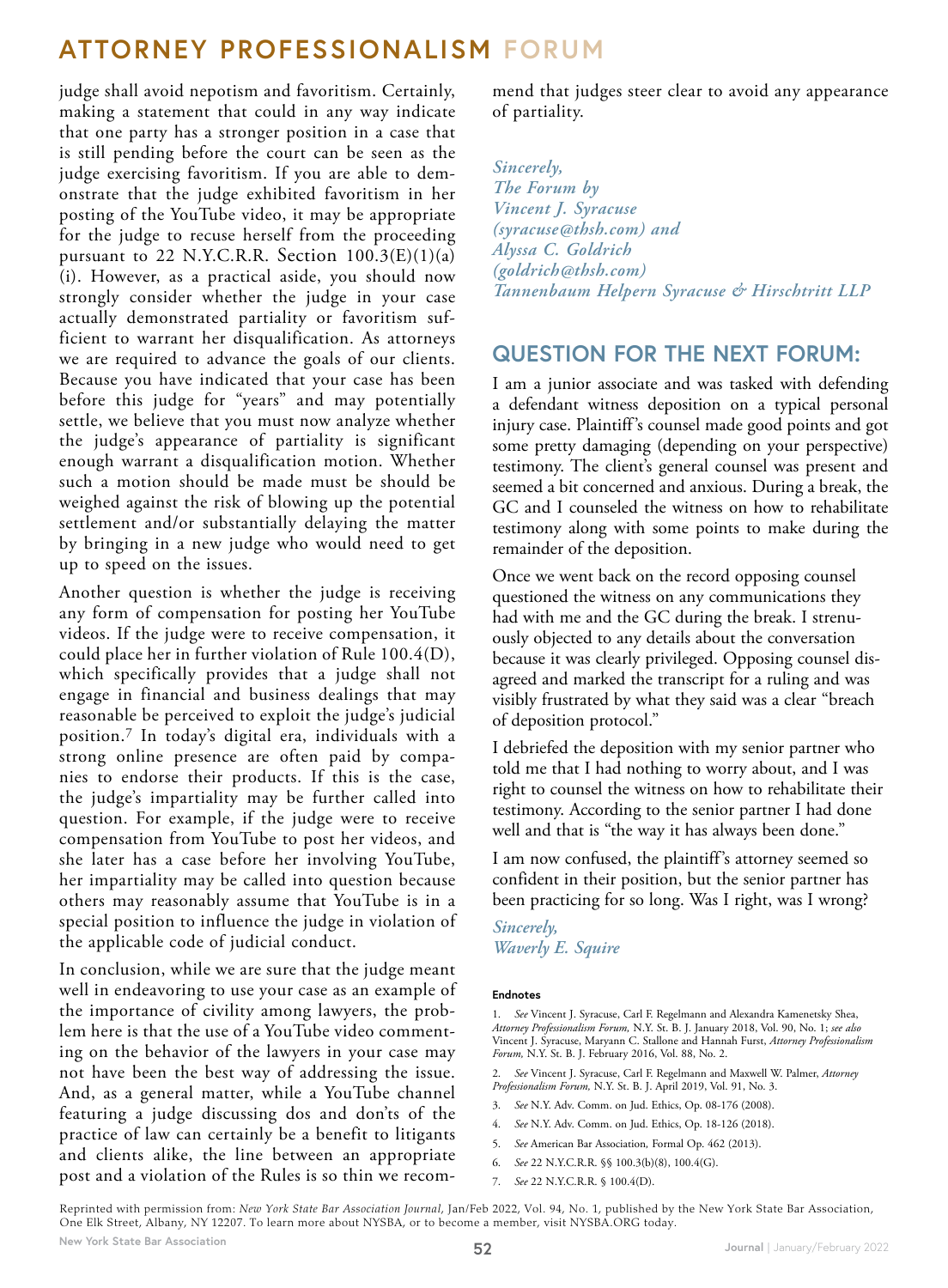judge shall avoid nepotism and favoritism. Certainly, making a statement that could in any way indicate that one party has a stronger position in a case that is still pending before the court can be seen as the judge exercising favoritism. If you are able to demonstrate that the judge exhibited favoritism in her posting of the YouTube video, it may be appropriate for the judge to recuse herself from the proceeding pursuant to 22 N.Y.C.R.R. Section 100.3(E)(1)(a)(i). However, as a practical aside, you should now strongly consider whether the judge in your case actually demonstrated partiality or favoritism sufficient to warrant her disqualification. As attorneys we are required to advance the goals of our clients. Because you have indicated that your case has been before this judge for "years" and may potentially settle, we believe that you must now analyze whether the judge's appearance of partiality is significant enough warrant a disqualification motion. Whether such a motion should be made must be should be weighed against the risk of blowing up the potential settlement and/or substantially delaying the matter by bringing in a new judge who would need to get up to speed on the issues.

Another question is whether the judge is receiving any form of compensation for posting her YouTube videos. If the judge were to receive compensation, it could place her in further violation of Rule 100.4(D), which specifically provides that a judge shall not engage in financial and business dealings that may reasonable be perceived to exploit the judge's judicial position.[7] In today's digital era, individuals with a strong online presence are often paid by companies to endorse their products. If this is the case, the judge's impartiality may be further called into question. For example, if the judge were to receive compensation from YouTube to post her videos, and she later has a case before her involving YouTube, her impartiality may be called into question because others may reasonably assume that YouTube is in a special position to influence the judge in violation of the applicable code of judicial conduct.

In conclusion, while we are sure that the judge meant well in endeavoring to use your case as an example of the importance of civility among lawyers, the problem here is that the use of a YouTube video commenting on the behavior of the lawyers in your case may not have been the best way of addressing the issue. And, as a general matter, while a YouTube channel featuring a judge discussing dos and don'ts of the practice of law can certainly be a benefit to litigants and clients alike, the line between an appropriate post and a violation of the Rules is so thin we recommend that judges steer clear to avoid any appearance of partiality.

*Sincerely,*
*The Forum by*
*Vincent J. Syracuse*
*(syracuse@thsh.com) and*
*Alyssa C. Goldrich*
*(goldrich@thsh.com)*
*Tannenbaum Helpern Syracuse & Hirschtritt LLP*

## QUESTION FOR THE NEXT FORUM:

I am a junior associate and was tasked with defending a defendant witness deposition on a typical personal injury case. Plaintiff's counsel made good points and got some pretty damaging (depending on your perspective) testimony. The client's general counsel was present and seemed a bit concerned and anxious. During a break, the GC and I counseled the witness on how to rehabilitate testimony along with some points to make during the remainder of the deposition.

Once we went back on the record opposing counsel questioned the witness on any communications they had with me and the GC during the break. I strenuously objected to any details about the conversation because it was clearly privileged. Opposing counsel disagreed and marked the transcript for a ruling and was visibly frustrated by what they said was a clear "breach of deposition protocol."

I debriefed the deposition with my senior partner who told me that I had nothing to worry about, and I was right to counsel the witness on how to rehabilitate their testimony. According to the senior partner I had done well and that is "the way it has always been done."

I am now confused, the plaintiff's attorney seemed so confident in their position, but the senior partner has been practicing for so long. Was I right, was I wrong?

*Sincerely,*
*Waverly E. Squire*

#### Endnotes

1. *See* Vincent J. Syracuse, Carl F. Regelmann and Alexandra Kamenetsky Shea, *Attorney Professionalism Forum,* N.Y. St. B. J. January 2018, Vol. 90, No. 1; *see also* Vincent J. Syracuse, Maryann C. Stallone and Hannah Furst, *Attorney Professionalism Forum,* N.Y. St. B. J. February 2016, Vol. 88, No. 2.
2. *See* Vincent J. Syracuse, Carl F. Regelmann and Maxwell W. Palmer, *Attorney Professionalism Forum,* N.Y. St. B. J. April 2019, Vol. 91, No. 3.
3. *See* N.Y. Adv. Comm. on Jud. Ethics, Op. 08-176 (2008).
4. *See* N.Y. Adv. Comm. on Jud. Ethics, Op. 18-126 (2018).
5. *See* American Bar Association, Formal Op. 462 (2013).
6. *See* 22 N.Y.C.R.R. §§ 100.3(b)(8), 100.4(G).
7. *See* 22 N.Y.C.R.R. § 100.4(D).

Reprinted with permission from: *New York State Bar Association Journal,* Jan/Feb 2022, Vol. 94, No. 1, published by the New York State Bar Association, One Elk Street, Albany, NY 12207. To learn more about NYSBA, or to become a member, visit NYSBA.ORG today.